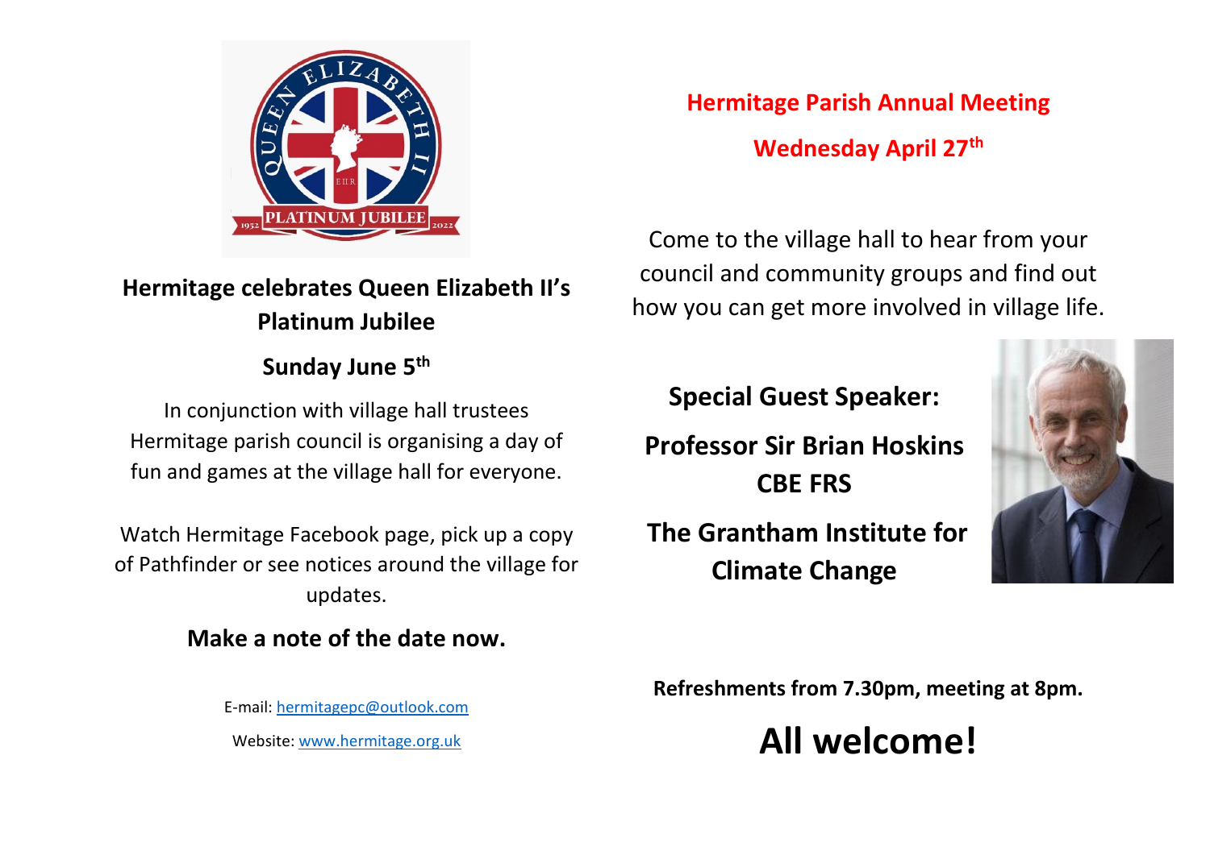**Hermitage celebrates Queen Elizabeth II's Platinum Jubilee**

**Sunday June 5th**

In conjunction with village hall trustees Hermitage parish council is organising a day of fun and games at the village hall for everyone.

Watch Hermitage Facebook page, pick up a copy of Pathfinder or see notices around the village for updates.

**Make a note of the date now.**

E-mail: [hermitagepc@outlook.com](mailto:hermitagepc@outlook.com)

Website: [www.hermitage.org.uk](http://www.hermitage.org.uk)

## Hermitage Parish Annual Meeting

## Wednesday April 27th

Come to the village hall to hear from your council and community groups and find out how you can get more involved in village life.

**Special Guest Speaker:**

**Professor Sir Brian Hoskins CBE FRS**

**The Grantham Institute for Climate Change**

**Refreshments from 7.30pm, meeting at 8pm.**

# All welcome!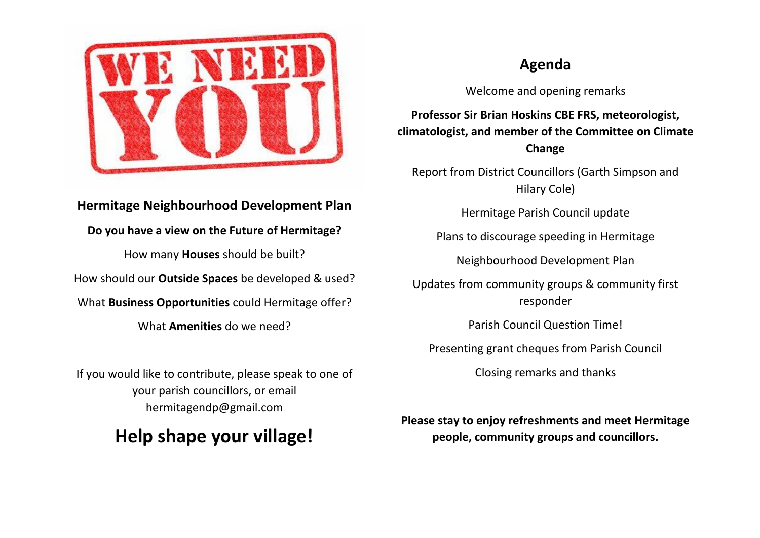WE NEED YOU

**Hermitage Neighbourhood Development Plan**

**Do you have a view on the Future of Hermitage?**

How many **Houses** should be built?

How should our **Outside Spaces** be developed & used?

What **Business Opportunities** could Hermitage offer?

What **Amenities** do we need?

If you would like to contribute, please speak to one of your parish councillors, or email hermitagendp@gmail.com

## Help shape your village!

## Agenda

Welcome and opening remarks

**Professor Sir Brian Hoskins CBE FRS, meteorologist, climatologist, and member of the Committee on Climate Change**

Report from District Councillors (Garth Simpson and Hilary Cole)

Hermitage Parish Council update

Plans to discourage speeding in Hermitage

Neighbourhood Development Plan

Updates from community groups & community first responder

Parish Council Question Time!

Presenting grant cheques from Parish Council

Closing remarks and thanks

**Please stay to enjoy refreshments and meet Hermitage people, community groups and councillors.**